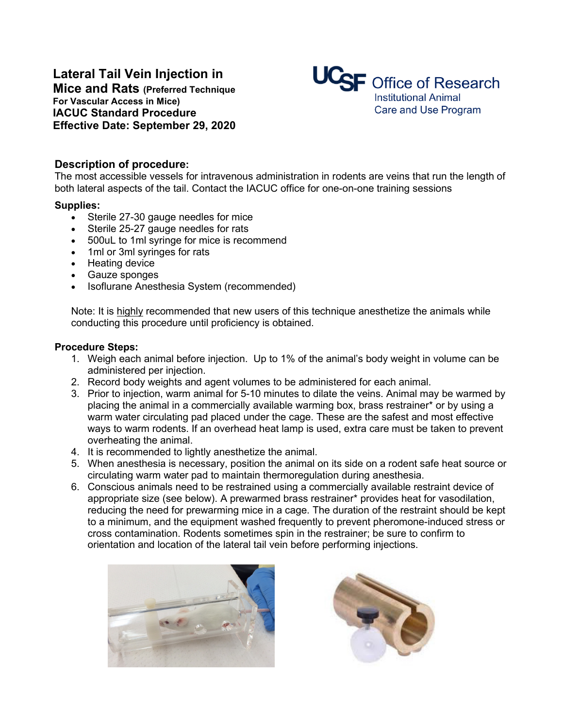# Lateral Tail Vein Injection in Mice and Rats (Preferred Technique For Vascular Access in Mice)

**IACUC Standard Procedure**
**Effective Date: September 29, 2020**

UCSF Office of Research
Institutional Animal Care and Use Program

## Description of procedure:

The most accessible vessels for intravenous administration in rodents are veins that run the length of both lateral aspects of the tail. Contact the IACUC office for one-on-one training sessions

### Supplies:

- Sterile 27-30 gauge needles for mice
- Sterile 25-27 gauge needles for rats
- 500uL to 1ml syringe for mice is recommend
- 1ml or 3ml syringes for rats
- Heating device
- Gauze sponges
- Isoflurane Anesthesia System (recommended)

Note: It is highly recommended that new users of this technique anesthetize the animals while conducting this procedure until proficiency is obtained.

### Procedure Steps:

1. Weigh each animal before injection. Up to 1% of the animal's body weight in volume can be administered per injection.
2. Record body weights and agent volumes to be administered for each animal.
3. Prior to injection, warm animal for 5-10 minutes to dilate the veins. Animal may be warmed by placing the animal in a commercially available warming box, brass restrainer* or by using a warm water circulating pad placed under the cage. These are the safest and most effective ways to warm rodents. If an overhead heat lamp is used, extra care must be taken to prevent overheating the animal.
4. It is recommended to lightly anesthetize the animal.
5. When anesthesia is necessary, position the animal on its side on a rodent safe heat source or circulating warm water pad to maintain thermoregulation during anesthesia.
6. Conscious animals need to be restrained using a commercially available restraint device of appropriate size (see below). A prewarmed brass restrainer* provides heat for vasodilation, reducing the need for prewarming mice in a cage. The duration of the restraint should be kept to a minimum, and the equipment washed frequently to prevent pheromone-induced stress or cross contamination. Rodents sometimes spin in the restrainer; be sure to confirm to orientation and location of the lateral tail vein before performing injections.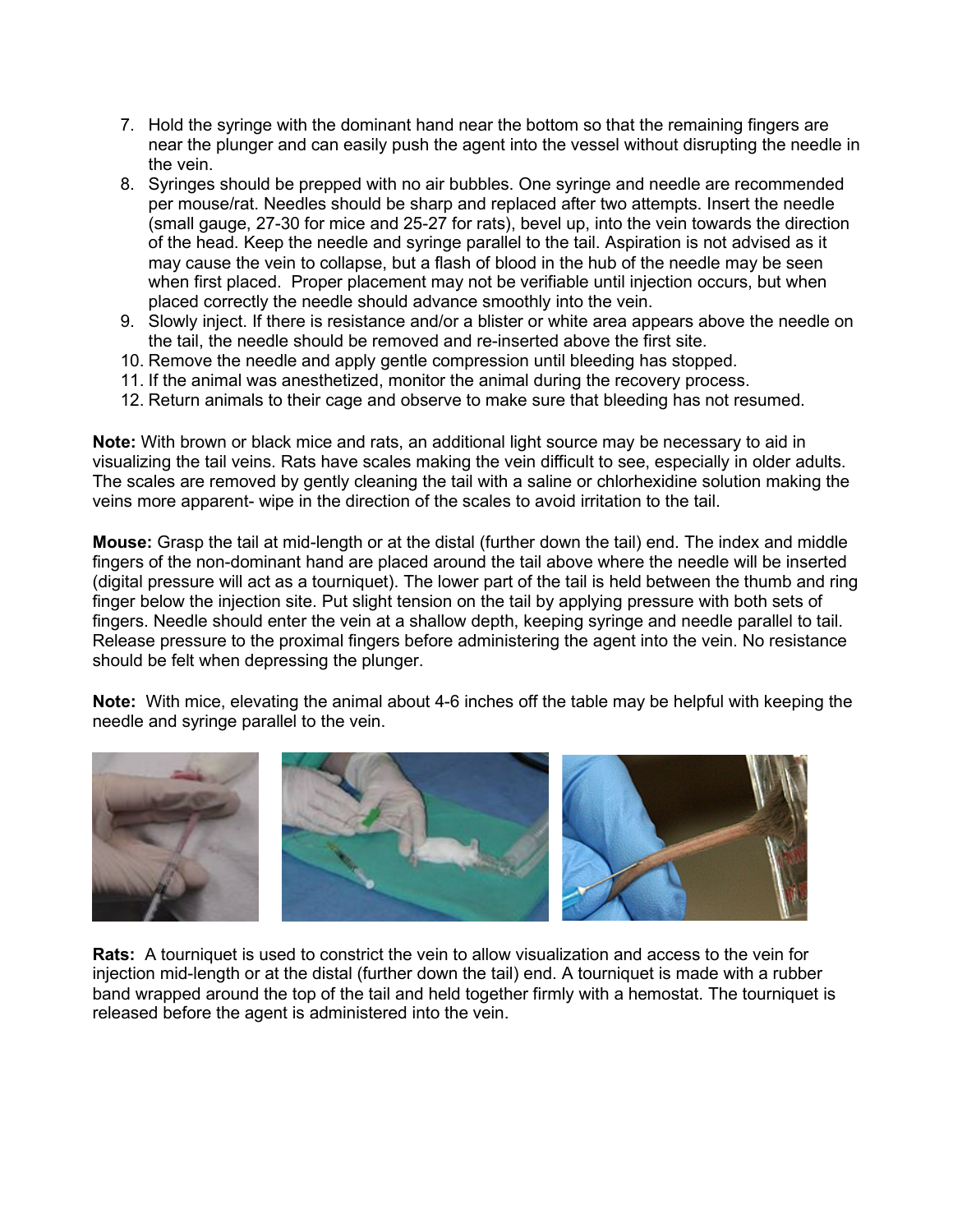7. Hold the syringe with the dominant hand near the bottom so that the remaining fingers are near the plunger and can easily push the agent into the vessel without disrupting the needle in the vein.
8. Syringes should be prepped with no air bubbles. One syringe and needle are recommended per mouse/rat. Needles should be sharp and replaced after two attempts. Insert the needle (small gauge, 27-30 for mice and 25-27 for rats), bevel up, into the vein towards the direction of the head. Keep the needle and syringe parallel to the tail. Aspiration is not advised as it may cause the vein to collapse, but a flash of blood in the hub of the needle may be seen when first placed. Proper placement may not be verifiable until injection occurs, but when placed correctly the needle should advance smoothly into the vein.
9. Slowly inject. If there is resistance and/or a blister or white area appears above the needle on the tail, the needle should be removed and re-inserted above the first site.
10. Remove the needle and apply gentle compression until bleeding has stopped.
11. If the animal was anesthetized, monitor the animal during the recovery process.
12. Return animals to their cage and observe to make sure that bleeding has not resumed.

**Note:** With brown or black mice and rats, an additional light source may be necessary to aid in visualizing the tail veins. Rats have scales making the vein difficult to see, especially in older adults. The scales are removed by gently cleaning the tail with a saline or chlorhexidine solution making the veins more apparent- wipe in the direction of the scales to avoid irritation to the tail.

**Mouse:** Grasp the tail at mid-length or at the distal (further down the tail) end. The index and middle fingers of the non-dominant hand are placed around the tail above where the needle will be inserted (digital pressure will act as a tourniquet). The lower part of the tail is held between the thumb and ring finger below the injection site. Put slight tension on the tail by applying pressure with both sets of fingers. Needle should enter the vein at a shallow depth, keeping syringe and needle parallel to tail. Release pressure to the proximal fingers before administering the agent into the vein. No resistance should be felt when depressing the plunger.

**Note:** With mice, elevating the animal about 4-6 inches off the table may be helpful with keeping the needle and syringe parallel to the vein.

**Rats:** A tourniquet is used to constrict the vein to allow visualization and access to the vein for injection mid-length or at the distal (further down the tail) end. A tourniquet is made with a rubber band wrapped around the top of the tail and held together firmly with a hemostat. The tourniquet is released before the agent is administered into the vein.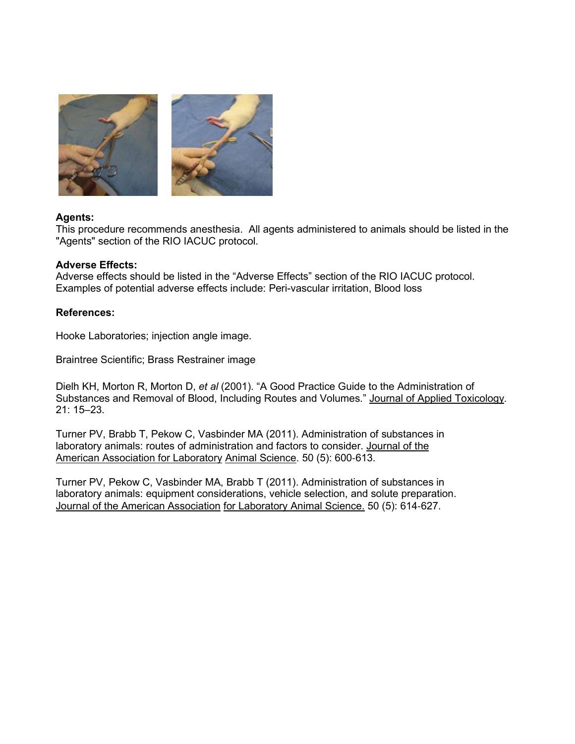**Agents:**
This procedure recommends anesthesia. All agents administered to animals should be listed in the "Agents" section of the RIO IACUC protocol.

**Adverse Effects:**
Adverse effects should be listed in the "Adverse Effects" section of the RIO IACUC protocol. Examples of potential adverse effects include: Peri-vascular irritation, Blood loss

**References:**

Hooke Laboratories; injection angle image.

Braintree Scientific; Brass Restrainer image

Dielh KH, Morton R, Morton D, *et al* (2001). "A Good Practice Guide to the Administration of Substances and Removal of Blood, Including Routes and Volumes." Journal of Applied Toxicology. 21: 15–23.

Turner PV, Brabb T, Pekow C, Vasbinder MA (2011). Administration of substances in laboratory animals: routes of administration and factors to consider. Journal of the American Association for Laboratory Animal Science. 50 (5): 600-613.

Turner PV, Pekow C, Vasbinder MA, Brabb T (2011). Administration of substances in laboratory animals: equipment considerations, vehicle selection, and solute preparation. Journal of the American Association for Laboratory Animal Science. 50 (5): 614-627.